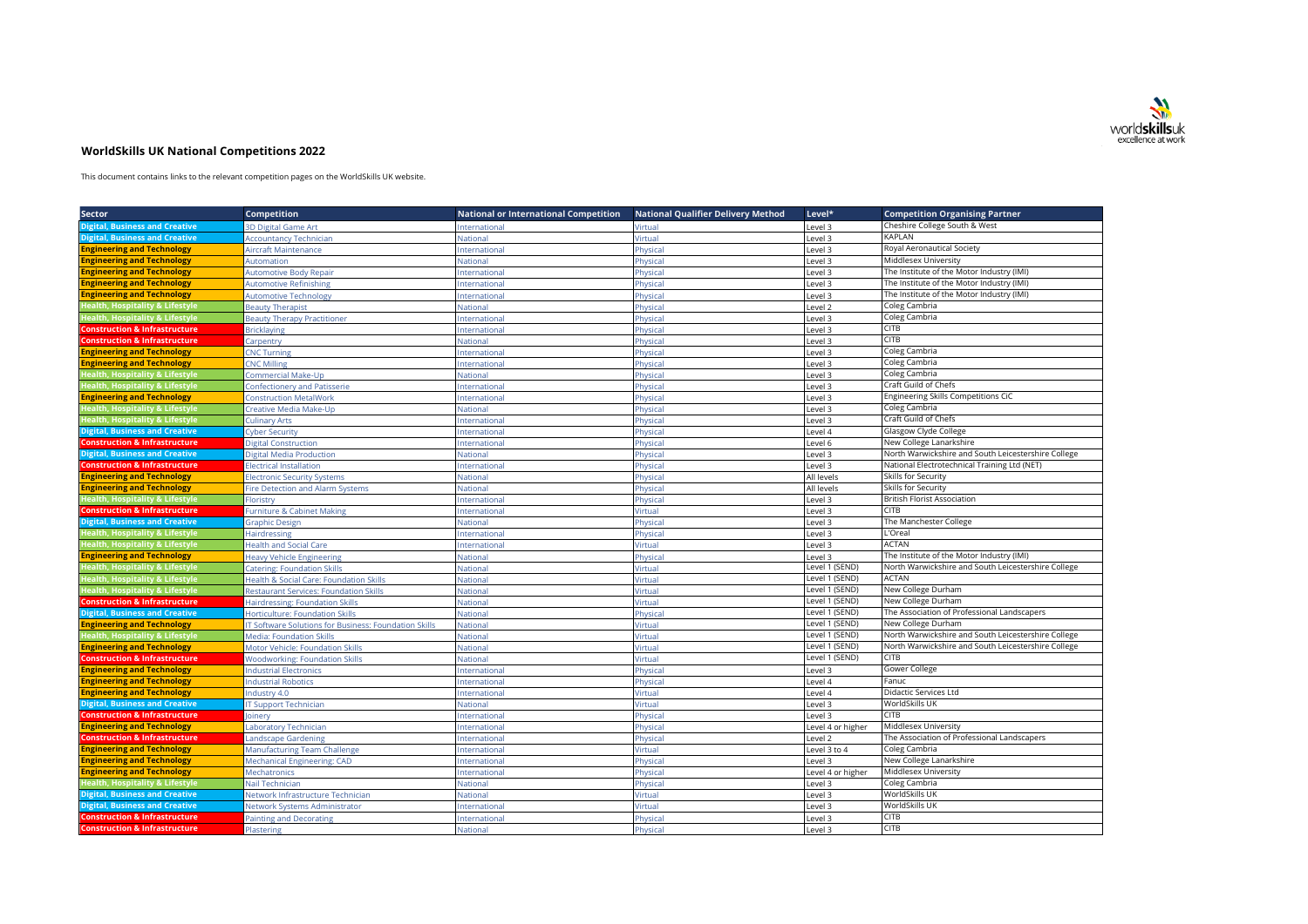# WorldSkills UK National Competitions 2022

This document contains links to the relevant competition pages on the WorldSkills UK website.

| Sector | Competition | National or International Competition | National Qualifier Delivery Method | Level* | Competition Organising Partner |
|---|---|---|---|---|---|
| Digital, Business and Creative | 3D Digital Game Art | International | Virtual | Level 3 | Cheshire College South & West |
| Digital, Business and Creative | Accountancy Technician | National | Virtual | Level 3 | KAPLAN |
| Engineering and Technology | Aircraft Maintenance | International | Physical | Level 3 | Royal Aeronautical Society |
| Engineering and Technology | Automation | National | Physical | Level 3 | Middlesex University |
| Engineering and Technology | Automotive Body Repair | International | Physical | Level 3 | The Institute of the Motor Industry (IMI) |
| Engineering and Technology | Automotive Refinishing | International | Physical | Level 3 | The Institute of the Motor Industry (IMI) |
| Engineering and Technology | Automotive Technology | International | Physical | Level 3 | The Institute of the Motor Industry (IMI) |
| Health, Hospitality & Lifestyle | Beauty Therapist | National | Physical | Level 2 | Coleg Cambria |
| Health, Hospitality & Lifestyle | Beauty Therapy Practitioner | International | Physical | Level 3 | Coleg Cambria |
| Construction & Infrastructure | Bricklaying | International | Physical | Level 3 | CITB |
| Construction & Infrastructure | Carpentry | National | Physical | Level 3 | CITB |
| Engineering and Technology | CNC Turning | International | Physical | Level 3 | Coleg Cambria |
| Engineering and Technology | CNC Milling | International | Physical | Level 3 | Coleg Cambria |
| Health, Hospitality & Lifestyle | Commercial Make-Up | National | Physical | Level 3 | Coleg Cambria |
| Health, Hospitality & Lifestyle | Confectionery and Patisserie | International | Physical | Level 3 | Craft Guild of Chefs |
| Engineering and Technology | Construction MetalWork | International | Physical | Level 3 | Engineering Skills Competitions CiC |
| Health, Hospitality & Lifestyle | Creative Media Make-Up | National | Physical | Level 3 | Coleg Cambria |
| Health, Hospitality & Lifestyle | Culinary Arts | International | Physical | Level 3 | Craft Guild of Chefs |
| Digital, Business and Creative | Cyber Security | International | Physical | Level 4 | Glasgow Clyde College |
| Construction & Infrastructure | Digital Construction | International | Physical | Level 6 | New College Lanarkshire |
| Digital, Business and Creative | Digital Media Production | National | Physical | Level 3 | North Warwickshire and South Leicestershire College |
| Construction & Infrastructure | Electrical Installation | International | Physical | Level 3 | National Electrotechnical Training Ltd (NET) |
| Engineering and Technology | Electronic Security Systems | National | Physical | All levels | Skills for Security |
| Engineering and Technology | Fire Detection and Alarm Systems | National | Physical | All levels | Skills for Security |
| Health, Hospitality & Lifestyle | Floristry | International | Physical | Level 3 | British Florist Association |
| Construction & Infrastructure | Furniture & Cabinet Making | International | Virtual | Level 3 | CITB |
| Digital, Business and Creative | Graphic Design | National | Physical | Level 3 | The Manchester College |
| Health, Hospitality & Lifestyle | Hairdressing | International | Physical | Level 3 | L'Oreal |
| Health, Hospitality & Lifestyle | Health and Social Care | International | Virtual | Level 3 | ACTAN |
| Engineering and Technology | Heavy Vehicle Engineering | National | Physical | Level 3 | The Institute of the Motor Industry (IMI) |
| Health, Hospitality & Lifestyle | Catering: Foundation Skills | National | Virtual | Level 1 (SEND) | North Warwickshire and South Leicestershire College |
| Health, Hospitality & Lifestyle | Health & Social Care: Foundation Skills | National | Virtual | Level 1 (SEND) | ACTAN |
| Health, Hospitality & Lifestyle | Restaurant Services: Foundation Skills | National | Virtual | Level 1 (SEND) | New College Durham |
| Construction & Infrastructure | Hairdressing: Foundation Skills | National | Virtual | Level 1 (SEND) | New College Durham |
| Digital, Business and Creative | Horticulture: Foundation Skills | National | Physical | Level 1 (SEND) | The Association of Professional Landscapers |
| Engineering and Technology | IT Software Solutions for Business: Foundation Skills | National | Virtual | Level 1 (SEND) | New College Durham |
| Health, Hospitality & Lifestyle | Media: Foundation Skills | National | Virtual | Level 1 (SEND) | North Warwickshire and South Leicestershire College |
| Engineering and Technology | Motor Vehicle: Foundation Skills | National | Virtual | Level 1 (SEND) | North Warwickshire and South Leicestershire College |
| Construction & Infrastructure | Woodworking: Foundation Skills | National | Virtual | Level 1 (SEND) | CITB |
| Engineering and Technology | Industrial Electronics | International | Physical | Level 3 | Gower College |
| Engineering and Technology | Industrial Robotics | International | Physical | Level 4 | Fanuc |
| Engineering and Technology | Industry 4.0 | International | Virtual | Level 4 | Didactic Services Ltd |
| Digital, Business and Creative | IT Support Technician | National | Virtual | Level 3 | WorldSkills UK |
| Construction & Infrastructure | Joinery | International | Physical | Level 3 | CITB |
| Engineering and Technology | Laboratory Technician | International | Physical | Level 4 or higher | Middlesex University |
| Construction & Infrastructure | Landscape Gardening | International | Physical | Level 2 | The Association of Professional Landscapers |
| Engineering and Technology | Manufacturing Team Challenge | International | Virtual | Level 3 to 4 | Coleg Cambria |
| Engineering and Technology | Mechanical Engineering: CAD | International | Physical | Level 3 | New College Lanarkshire |
| Engineering and Technology | Mechatronics | International | Physical | Level 4 or higher | Middlesex University |
| Health, Hospitality & Lifestyle | Nail Technician | National | Physical | Level 3 | Coleg Cambria |
| Digital, Business and Creative | Network Infrastructure Technician | National | Virtual | Level 3 | WorldSkills UK |
| Digital, Business and Creative | Network Systems Administrator | International | Virtual | Level 3 | WorldSkills UK |
| Construction & Infrastructure | Painting and Decorating | International | Physical | Level 3 | CITB |
| Construction & Infrastructure | Plastering | National | Physical | Level 3 | CITB |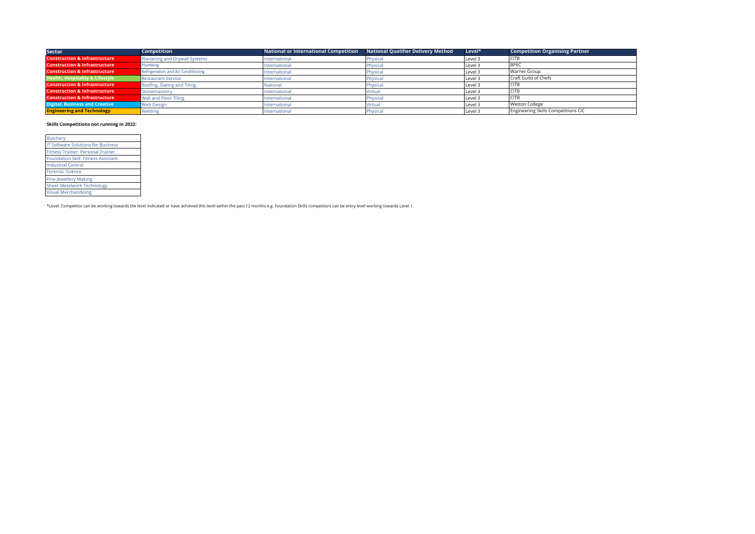| Sector | Competition | National or International Competition | National Qualifier Delivery Method | Level* | Competition Organising Partner |
|---|---|---|---|---|---|
| Construction & Infrastructure | Plastering and Drywall Systems | International | Physical | Level 3 | CITB |
| Construction & Infrastructure | Plumbing | International | Physical | Level 3 | BPEC |
| Construction & Infrastructure | Refrigeration and Air Conditioning | International | Physical | Level 3 | Warner Group |
| Health, Hospitality & Lifestyle | Restaurant Service | International | Physical | Level 3 | Craft Guild of Chefs |
| Construction & Infrastructure | Roofing, Slating and Tiling | National | Physical | Level 3 | CITB |
| Construction & Infrastructure | Stonemasonry | International | Virtual | Level 3 | CITB |
| Construction & Infrastructure | Wall and Floor Tiling | International | Physical | Level 3 | CITB |
| Digital, Business and Creative | Web Design | International | Virtual | Level 3 | Weston College |
| Engineering and Technology | Welding | International | Physical | Level 3 | Engineering Skills Competitions CiC |

**Skills Competitions not running in 2022:**

| |
|---|
| Butchery |
| IT Software Solutions for Business |
| Fitness Trainer: Personal Trainer |
| Foundation Skill: Fitness Assistant |
| Industrial Control |
| Forensic Science |
| Fine Jewellery Making |
| Sheet Metalwork Technology |
| Visual Merchandising |

*Level: Competitor can be working towards the level indicated or have achieved this level within the past 12 months e.g. Foundation Skills competitors can be entry level working towards Level 1.